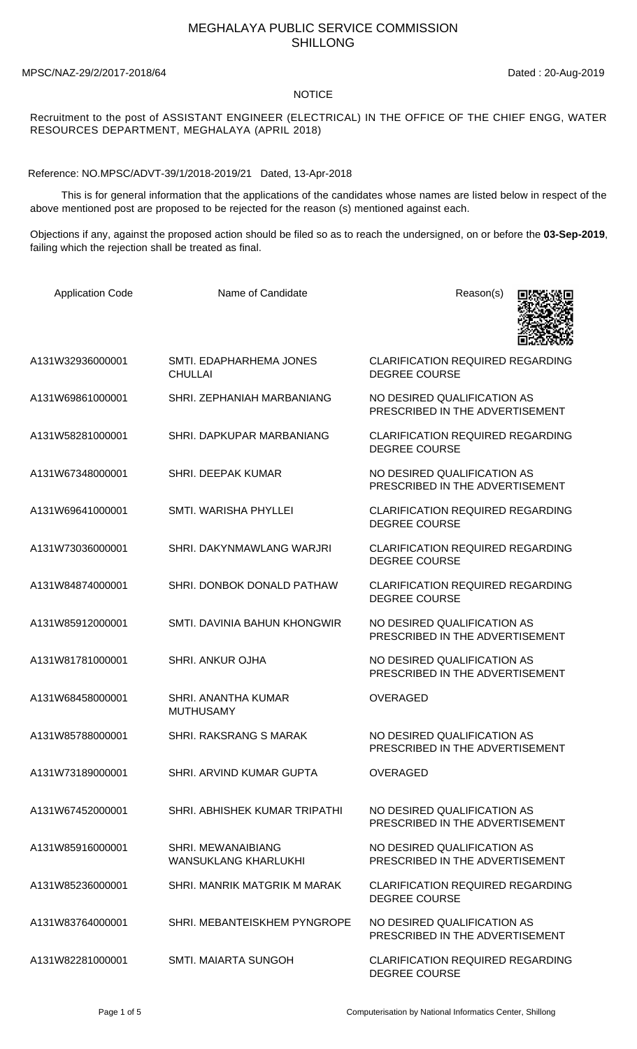# MEGHALAYA PUBLIC SERVICE COMMISSION
## SHILLONG

MPSC/NAZ-29/2/2017-2018/64 Dated : 20-Aug-2019

### NOTICE

Recruitment to the post of ASSISTANT ENGINEER (ELECTRICAL) IN THE OFFICE OF THE CHIEF ENGG, WATER RESOURCES DEPARTMENT, MEGHALAYA (APRIL 2018)

Reference: NO.MPSC/ADVT-39/1/2018-2019/21 Dated, 13-Apr-2018

This is for general information that the applications of the candidates whose names are listed below in respect of the above mentioned post are proposed to be rejected for the reason (s) mentioned against each.

Objections if any, against the proposed action should be filed so as to reach the undersigned, on or before the **03-Sep-2019**, failing which the rejection shall be treated as final.

| Application Code | Name of Candidate | Reason(s) |
|---|---|---|
| A131W32936000001 | SMTI. EDAPHARHEMA JONES CHULLAI | CLARIFICATION REQUIRED REGARDING DEGREE COURSE |
| A131W69861000001 | SHRI. ZEPHANIAH MARBANIANG | NO DESIRED QUALIFICATION AS PRESCRIBED IN THE ADVERTISEMENT |
| A131W58281000001 | SHRI. DAPKUPAR MARBANIANG | CLARIFICATION REQUIRED REGARDING DEGREE COURSE |
| A131W67348000001 | SHRI. DEEPAK KUMAR | NO DESIRED QUALIFICATION AS PRESCRIBED IN THE ADVERTISEMENT |
| A131W69641000001 | SMTI. WARISHA PHYLLEI | CLARIFICATION REQUIRED REGARDING DEGREE COURSE |
| A131W73036000001 | SHRI. DAKYNMAWLANG WARJRI | CLARIFICATION REQUIRED REGARDING DEGREE COURSE |
| A131W84874000001 | SHRI. DONBOK DONALD PATHAW | CLARIFICATION REQUIRED REGARDING DEGREE COURSE |
| A131W85912000001 | SMTI. DAVINIA BAHUN KHONGWIR | NO DESIRED QUALIFICATION AS PRESCRIBED IN THE ADVERTISEMENT |
| A131W81781000001 | SHRI. ANKUR OJHA | NO DESIRED QUALIFICATION AS PRESCRIBED IN THE ADVERTISEMENT |
| A131W68458000001 | SHRI. ANANTHA KUMAR MUTHUSAMY | OVERAGED |
| A131W85788000001 | SHRI. RAKSRANG S MARAK | NO DESIRED QUALIFICATION AS PRESCRIBED IN THE ADVERTISEMENT |
| A131W73189000001 | SHRI. ARVIND KUMAR GUPTA | OVERAGED |
| A131W67452000001 | SHRI. ABHISHEK KUMAR TRIPATHI | NO DESIRED QUALIFICATION AS PRESCRIBED IN THE ADVERTISEMENT |
| A131W85916000001 | SHRI. MEWANAIBIANG WANSUKLANG KHARLUKHI | NO DESIRED QUALIFICATION AS PRESCRIBED IN THE ADVERTISEMENT |
| A131W85236000001 | SHRI. MANRIK MATGRIK M MARAK | CLARIFICATION REQUIRED REGARDING DEGREE COURSE |
| A131W83764000001 | SHRI. MEBANTEISKHEM PYNGROPE | NO DESIRED QUALIFICATION AS PRESCRIBED IN THE ADVERTISEMENT |
| A131W82281000001 | SMTI. MAIARTA SUNGOH | CLARIFICATION REQUIRED REGARDING DEGREE COURSE |

Computerisation by National Informatics Center, Shillong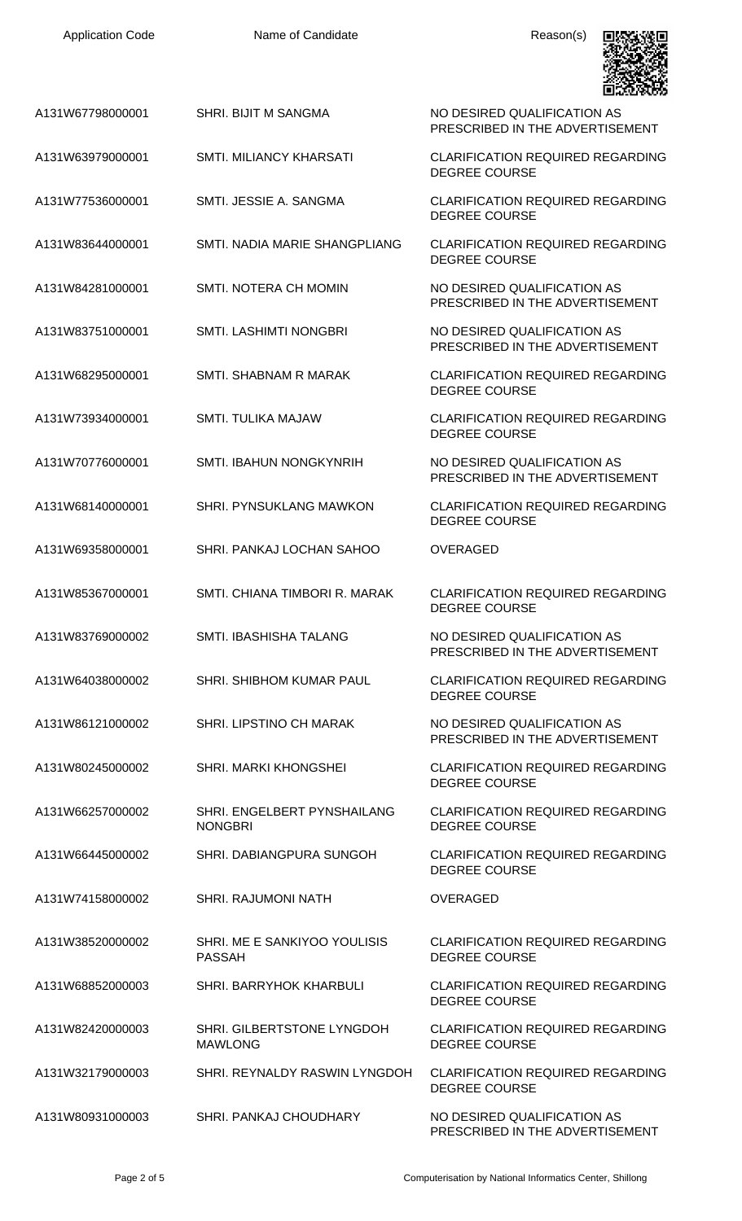| Application Code | Name of Candidate | Reason(s) |
|---|---|---|
| A131W67798000001 | SHRI. BIJIT M SANGMA | NO DESIRED QUALIFICATION AS PRESCRIBED IN THE ADVERTISEMENT |
| A131W63979000001 | SMTI. MILIANCY KHARSATI | CLARIFICATION REQUIRED REGARDING DEGREE COURSE |
| A131W77536000001 | SMTI. JESSIE A. SANGMA | CLARIFICATION REQUIRED REGARDING DEGREE COURSE |
| A131W83644000001 | SMTI. NADIA MARIE SHANGPLIANG | CLARIFICATION REQUIRED REGARDING DEGREE COURSE |
| A131W84281000001 | SMTI. NOTERA CH MOMIN | NO DESIRED QUALIFICATION AS PRESCRIBED IN THE ADVERTISEMENT |
| A131W83751000001 | SMTI. LASHIMTI NONGBRI | NO DESIRED QUALIFICATION AS PRESCRIBED IN THE ADVERTISEMENT |
| A131W68295000001 | SMTI. SHABNAM R MARAK | CLARIFICATION REQUIRED REGARDING DEGREE COURSE |
| A131W73934000001 | SMTI. TULIKA MAJAW | CLARIFICATION REQUIRED REGARDING DEGREE COURSE |
| A131W70776000001 | SMTI. IBAHUN NONGKYNRIH | NO DESIRED QUALIFICATION AS PRESCRIBED IN THE ADVERTISEMENT |
| A131W68140000001 | SHRI. PYNSUKLANG MAWKON | CLARIFICATION REQUIRED REGARDING DEGREE COURSE |
| A131W69358000001 | SHRI. PANKAJ LOCHAN SAHOO | OVERAGED |
| A131W85367000001 | SMTI. CHIANA TIMBORI R. MARAK | CLARIFICATION REQUIRED REGARDING DEGREE COURSE |
| A131W83769000002 | SMTI. IBASHISHA TALANG | NO DESIRED QUALIFICATION AS PRESCRIBED IN THE ADVERTISEMENT |
| A131W64038000002 | SHRI. SHIBHOM KUMAR PAUL | CLARIFICATION REQUIRED REGARDING DEGREE COURSE |
| A131W86121000002 | SHRI. LIPSTINO CH MARAK | NO DESIRED QUALIFICATION AS PRESCRIBED IN THE ADVERTISEMENT |
| A131W80245000002 | SHRI. MARKI KHONGSHEI | CLARIFICATION REQUIRED REGARDING DEGREE COURSE |
| A131W66257000002 | SHRI. ENGELBERT PYNSHAILANG NONGBRI | CLARIFICATION REQUIRED REGARDING DEGREE COURSE |
| A131W66445000002 | SHRI. DABIANGPURA SUNGOH | CLARIFICATION REQUIRED REGARDING DEGREE COURSE |
| A131W74158000002 | SHRI. RAJUMONI NATH | OVERAGED |
| A131W38520000002 | SHRI. ME E SANKIYOO YOULISIS PASSAH | CLARIFICATION REQUIRED REGARDING DEGREE COURSE |
| A131W68852000003 | SHRI. BARRYHOK KHARBULI | CLARIFICATION REQUIRED REGARDING DEGREE COURSE |
| A131W82420000003 | SHRI. GILBERTSTONE LYNGDOH MAWLONG | CLARIFICATION REQUIRED REGARDING DEGREE COURSE |
| A131W32179000003 | SHRI. REYNALDY RASWIN LYNGDOH | CLARIFICATION REQUIRED REGARDING DEGREE COURSE |
| A131W80931000003 | SHRI. PANKAJ CHOUDHARY | NO DESIRED QUALIFICATION AS PRESCRIBED IN THE ADVERTISEMENT |

Computerisation by National Informatics Center, Shillong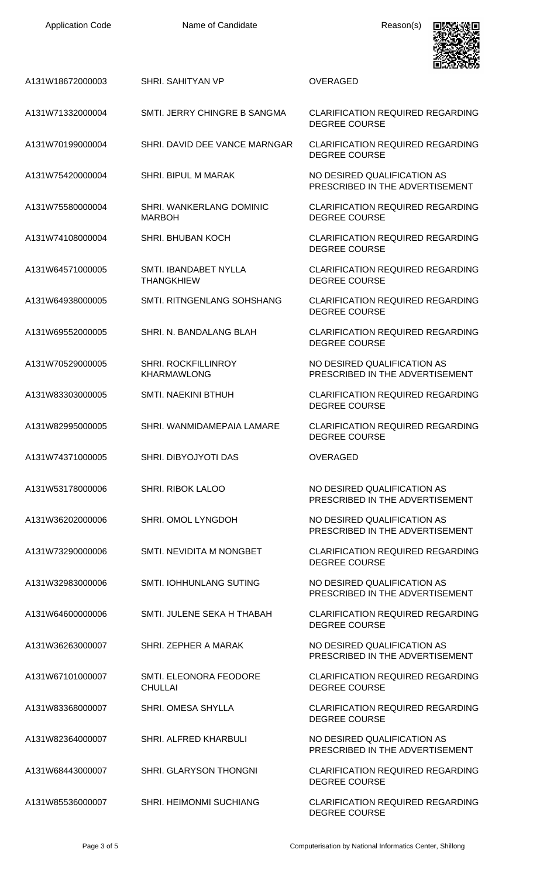| Application Code | Name of Candidate | Reason(s) |
| --- | --- | --- |
| A131W18672000003 | SHRI. SAHITYAN VP | OVERAGED |
| A131W71332000004 | SMTI. JERRY CHINGRE B SANGMA | CLARIFICATION REQUIRED REGARDING DEGREE COURSE |
| A131W70199000004 | SHRI. DAVID DEE VANCE MARNGAR | CLARIFICATION REQUIRED REGARDING DEGREE COURSE |
| A131W75420000004 | SHRI. BIPUL M MARAK | NO DESIRED QUALIFICATION AS PRESCRIBED IN THE ADVERTISEMENT |
| A131W75580000004 | SHRI. WANKERLANG DOMINIC MARBOH | CLARIFICATION REQUIRED REGARDING DEGREE COURSE |
| A131W74108000004 | SHRI. BHUBAN KOCH | CLARIFICATION REQUIRED REGARDING DEGREE COURSE |
| A131W64571000005 | SMTI. IBANDABET NYLLA THANGKHIEW | CLARIFICATION REQUIRED REGARDING DEGREE COURSE |
| A131W64938000005 | SMTI. RITNGENLANG SOHSHANG | CLARIFICATION REQUIRED REGARDING DEGREE COURSE |
| A131W69552000005 | SHRI. N. BANDALANG BLAH | CLARIFICATION REQUIRED REGARDING DEGREE COURSE |
| A131W70529000005 | SHRI. ROCKFILLINROY KHARMAWLONG | NO DESIRED QUALIFICATION AS PRESCRIBED IN THE ADVERTISEMENT |
| A131W83303000005 | SMTI. NAEKINI BTHUH | CLARIFICATION REQUIRED REGARDING DEGREE COURSE |
| A131W82995000005 | SHRI. WANMIDAMEPAIA LAMARE | CLARIFICATION REQUIRED REGARDING DEGREE COURSE |
| A131W74371000005 | SHRI. DIBYOJYOTI DAS | OVERAGED |
| A131W53178000006 | SHRI. RIBOK LALOO | NO DESIRED QUALIFICATION AS PRESCRIBED IN THE ADVERTISEMENT |
| A131W36202000006 | SHRI. OMOL LYNGDOH | NO DESIRED QUALIFICATION AS PRESCRIBED IN THE ADVERTISEMENT |
| A131W73290000006 | SMTI. NEVIDITA M NONGBET | CLARIFICATION REQUIRED REGARDING DEGREE COURSE |
| A131W32983000006 | SMTI. IOHHUNLANG SUTING | NO DESIRED QUALIFICATION AS PRESCRIBED IN THE ADVERTISEMENT |
| A131W64600000006 | SMTI. JULENE SEKA H THABAH | CLARIFICATION REQUIRED REGARDING DEGREE COURSE |
| A131W36263000007 | SHRI. ZEPHER A MARAK | NO DESIRED QUALIFICATION AS PRESCRIBED IN THE ADVERTISEMENT |
| A131W67101000007 | SMTI. ELEONORA FEODORE CHULLAI | CLARIFICATION REQUIRED REGARDING DEGREE COURSE |
| A131W83368000007 | SHRI. OMESA SHYLLA | CLARIFICATION REQUIRED REGARDING DEGREE COURSE |
| A131W82364000007 | SHRI. ALFRED KHARBULI | NO DESIRED QUALIFICATION AS PRESCRIBED IN THE ADVERTISEMENT |
| A131W68443000007 | SHRI. GLARYSON THONGNI | CLARIFICATION REQUIRED REGARDING DEGREE COURSE |
| A131W85536000007 | SHRI. HEIMONMI SUCHIANG | CLARIFICATION REQUIRED REGARDING DEGREE COURSE |

Computerisation by National Informatics Center, Shillong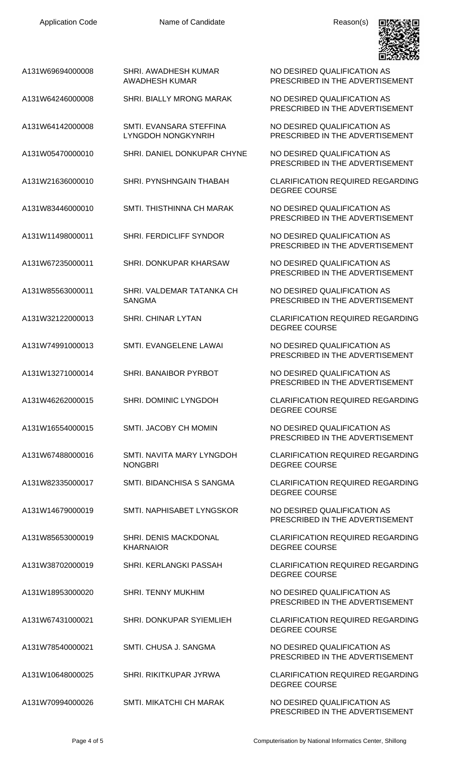| Application Code | Name of Candidate | Reason(s) |
|---|---|---|
| A131W69694000008 | SHRI. AWADHESH KUMAR AWADHESH KUMAR | NO DESIRED QUALIFICATION AS PRESCRIBED IN THE ADVERTISEMENT |
| A131W64246000008 | SHRI. BIALLY MRONG MARAK | NO DESIRED QUALIFICATION AS PRESCRIBED IN THE ADVERTISEMENT |
| A131W64142000008 | SMTI. EVANSARA STEFFINA LYNGDOH NONGKYNRIH | NO DESIRED QUALIFICATION AS PRESCRIBED IN THE ADVERTISEMENT |
| A131W05470000010 | SHRI. DANIEL DONKUPAR CHYNE | NO DESIRED QUALIFICATION AS PRESCRIBED IN THE ADVERTISEMENT |
| A131W21636000010 | SHRI. PYNSHNGAIN THABAH | CLARIFICATION REQUIRED REGARDING DEGREE COURSE |
| A131W83446000010 | SMTI. THISTHINNA CH MARAK | NO DESIRED QUALIFICATION AS PRESCRIBED IN THE ADVERTISEMENT |
| A131W11498000011 | SHRI. FERDICLIFF SYNDOR | NO DESIRED QUALIFICATION AS PRESCRIBED IN THE ADVERTISEMENT |
| A131W67235000011 | SHRI. DONKUPAR KHARSAW | NO DESIRED QUALIFICATION AS PRESCRIBED IN THE ADVERTISEMENT |
| A131W85563000011 | SHRI. VALDEMAR TATANKA CH SANGMA | NO DESIRED QUALIFICATION AS PRESCRIBED IN THE ADVERTISEMENT |
| A131W32122000013 | SHRI. CHINAR LYTAN | CLARIFICATION REQUIRED REGARDING DEGREE COURSE |
| A131W74991000013 | SMTI. EVANGELENE LAWAI | NO DESIRED QUALIFICATION AS PRESCRIBED IN THE ADVERTISEMENT |
| A131W13271000014 | SHRI. BANAIBOR PYRBOT | NO DESIRED QUALIFICATION AS PRESCRIBED IN THE ADVERTISEMENT |
| A131W46262000015 | SHRI. DOMINIC LYNGDOH | CLARIFICATION REQUIRED REGARDING DEGREE COURSE |
| A131W16554000015 | SMTI. JACOBY CH MOMIN | NO DESIRED QUALIFICATION AS PRESCRIBED IN THE ADVERTISEMENT |
| A131W67488000016 | SMTI. NAVITA MARY LYNGDOH NONGBRI | CLARIFICATION REQUIRED REGARDING DEGREE COURSE |
| A131W82335000017 | SMTI. BIDANCHISA S SANGMA | CLARIFICATION REQUIRED REGARDING DEGREE COURSE |
| A131W14679000019 | SMTI. NAPHISABET LYNGSKOR | NO DESIRED QUALIFICATION AS PRESCRIBED IN THE ADVERTISEMENT |
| A131W85653000019 | SHRI. DENIS MACKDONAL KHARNAIOR | CLARIFICATION REQUIRED REGARDING DEGREE COURSE |
| A131W38702000019 | SHRI. KERLANGKI PASSAH | CLARIFICATION REQUIRED REGARDING DEGREE COURSE |
| A131W18953000020 | SHRI. TENNY MUKHIM | NO DESIRED QUALIFICATION AS PRESCRIBED IN THE ADVERTISEMENT |
| A131W67431000021 | SHRI. DONKUPAR SYIEMLIEH | CLARIFICATION REQUIRED REGARDING DEGREE COURSE |
| A131W78540000021 | SMTI. CHUSA J. SANGMA | NO DESIRED QUALIFICATION AS PRESCRIBED IN THE ADVERTISEMENT |
| A131W10648000025 | SHRI. RIKITKUPAR JYRWA | CLARIFICATION REQUIRED REGARDING DEGREE COURSE |
| A131W70994000026 | SMTI. MIKATCHI CH MARAK | NO DESIRED QUALIFICATION AS PRESCRIBED IN THE ADVERTISEMENT |

Computerisation by National Informatics Center, Shillong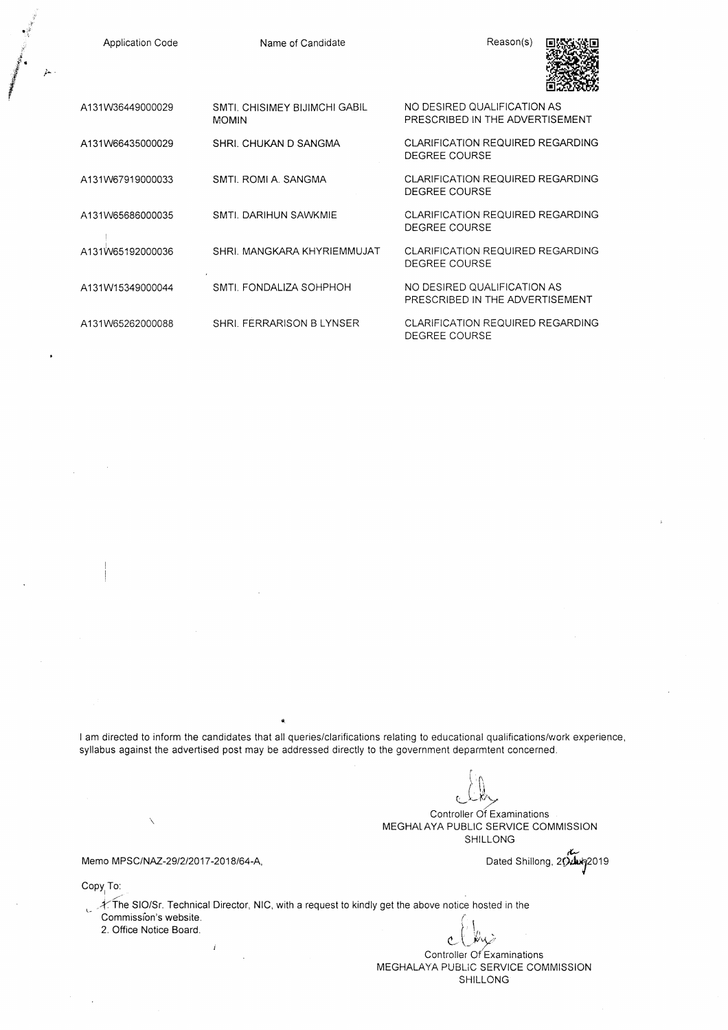| Application Code | Name of Candidate | Reason(s) |
| --- | --- | --- |
| A131W36449000029 | SMTI. CHISIMEY BIJIMCHI GABIL MOMIN | NO DESIRED QUALIFICATION AS PRESCRIBED IN THE ADVERTISEMENT |
| A131W66435000029 | SHRI. CHUKAN D SANGMA | CLARIFICATION REQUIRED REGARDING DEGREE COURSE |
| A131W67919000033 | SMTI. ROMI A. SANGMA | CLARIFICATION REQUIRED REGARDING DEGREE COURSE |
| A131W65686000035 | SMTI. DARIHUN SAWKMIE | CLARIFICATION REQUIRED REGARDING DEGREE COURSE |
| A131W65192000036 | SHRI. MANGKARA KHYRIEMMUJAT | CLARIFICATION REQUIRED REGARDING DEGREE COURSE |
| A131W15349000044 | SMTI. FONDALIZA SOHPHOH | NO DESIRED QUALIFICATION AS PRESCRIBED IN THE ADVERTISEMENT |
| A131W65262000088 | SHRI. FERRARISON B LYNSER | CLARIFICATION REQUIRED REGARDING DEGREE COURSE |

I am directed to inform the candidates that all queries/clarifications relating to educational qualifications/work experience, syllabus against the advertised post may be addressed directly to the government deparmtent concerned.

Controller Of Examinations
MEGHALAYA PUBLIC SERVICE COMMISSION
SHILLONG

Memo MPSC/NAZ-29/2/2017-2018/64-A,

Dated Shillong, 20 Jun 2019

Copy To:

1. The SIO/Sr. Technical Director, NIC, with a request to kindly get the above notice hosted in the Commission's website.
2. Office Notice Board.

Controller Of Examinations
MEGHALAYA PUBLIC SERVICE COMMISSION
SHILLONG